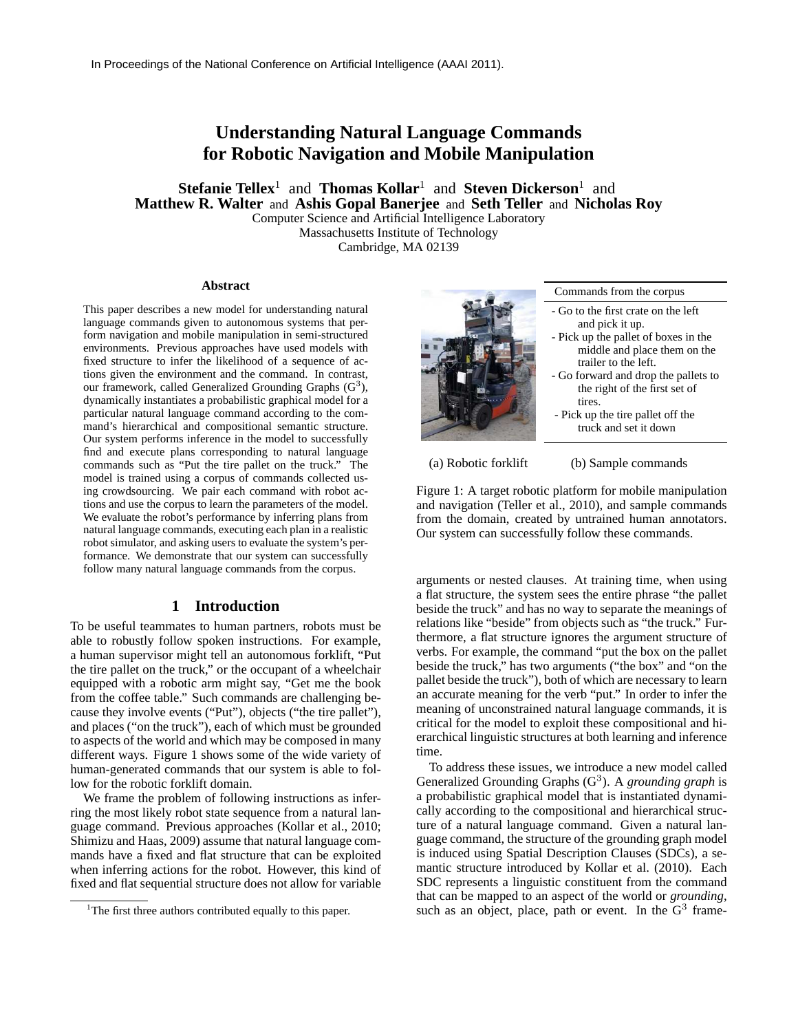In Proceedings of the National Conference on Artificial Intelligence (AAAI 2011).

# Understanding Natural Language Commands for Robotic Navigation and Mobile Manipulation

**Stefanie Tellex**[1] and **Thomas Kollar**[1] and **Steven Dickerson**[1] and **Matthew R. Walter** and **Ashis Gopal Banerjee** and **Seth Teller** and **Nicholas Roy**

Computer Science and Artificial Intelligence Laboratory
Massachusetts Institute of Technology
Cambridge, MA 02139

### Abstract

This paper describes a new model for understanding natural language commands given to autonomous systems that perform navigation and mobile manipulation in semi-structured environments. Previous approaches have used models with fixed structure to infer the likelihood of a sequence of actions given the environment and the command. In contrast, our framework, called Generalized Grounding Graphs ($G^3$), dynamically instantiates a probabilistic graphical model for a particular natural language command according to the command's hierarchical and compositional semantic structure. Our system performs inference in the model to successfully find and execute plans corresponding to natural language commands such as "Put the tire pallet on the truck." The model is trained using a corpus of commands collected using crowdsourcing. We pair each command with robot actions and use the corpus to learn the parameters of the model. We evaluate the robot's performance by inferring plans from natural language commands, executing each plan in a realistic robot simulator, and asking users to evaluate the system's performance. We demonstrate that our system can successfully follow many natural language commands from the corpus.

| Commands from the corpus |
|---|
| - Go to the first crate on the left and pick it up. |
| - Pick up the pallet of boxes in the middle and place them on the trailer to the left. |
| - Go forward and drop the pallets to the right of the first set of tires. |
| - Pick up the tire pallet off the truck and set it down |

(a) Robotic forklift (b) Sample commands

Figure 1: A target robotic platform for mobile manipulation and navigation (Teller et al., 2010), and sample commands from the domain, created by untrained human annotators. Our system can successfully follow these commands.

## 1 Introduction

To be useful teammates to human partners, robots must be able to robustly follow spoken instructions. For example, a human supervisor might tell an autonomous forklift, "Put the tire pallet on the truck," or the occupant of a wheelchair equipped with a robotic arm might say, "Get me the book from the coffee table." Such commands are challenging because they involve events ("Put"), objects ("the tire pallet"), and places ("on the truck"), each of which must be grounded to aspects of the world and which may be composed in many different ways. Figure 1 shows some of the wide variety of human-generated commands that our system is able to follow for the robotic forklift domain.

We frame the problem of following instructions as inferring the most likely robot state sequence from a natural language command. Previous approaches (Kollar et al., 2010; Shimizu and Haas, 2009) assume that natural language commands have a fixed and flat structure that can be exploited when inferring actions for the robot. However, this kind of fixed and flat sequential structure does not allow for variable arguments or nested clauses. At training time, when using a flat structure, the system sees the entire phrase "the pallet beside the truck" and has no way to separate the meanings of relations like "beside" from objects such as "the truck." Furthermore, a flat structure ignores the argument structure of verbs. For example, the command "put the box on the pallet beside the truck," has two arguments ("the box" and "on the pallet beside the truck"), both of which are necessary to learn an accurate meaning for the verb "put." In order to infer the meaning of unconstrained natural language commands, it is critical for the model to exploit these compositional and hierarchical linguistic structures at both learning and inference time.

To address these issues, we introduce a new model called Generalized Grounding Graphs ($G^3$). A *grounding graph* is a probabilistic graphical model that is instantiated dynamically according to the compositional and hierarchical structure of a natural language command. Given a natural language command, the structure of the grounding graph model is induced using Spatial Description Clauses (SDCs), a semantic structure introduced by Kollar et al. (2010). Each SDC represents a linguistic constituent from the command that can be mapped to an aspect of the world or *grounding*, such as an object, place, path or event. In the $G^3$ frame-

[1]The first three authors contributed equally to this paper.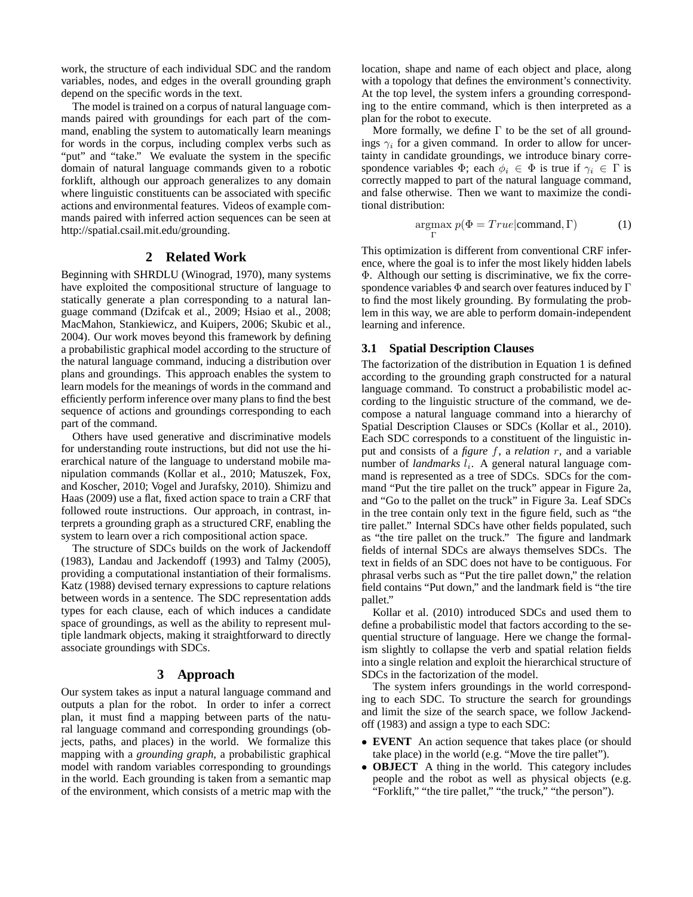work, the structure of each individual SDC and the random variables, nodes, and edges in the overall grounding graph depend on the specific words in the text.

The model is trained on a corpus of natural language commands paired with groundings for each part of the command, enabling the system to automatically learn meanings for words in the corpus, including complex verbs such as "put" and "take." We evaluate the system in the specific domain of natural language commands given to a robotic forklift, although our approach generalizes to any domain where linguistic constituents can be associated with specific actions and environmental features. Videos of example commands paired with inferred action sequences can be seen at http://spatial.csail.mit.edu/grounding.

## 2 Related Work

Beginning with SHRDLU (Winograd, 1970), many systems have exploited the compositional structure of language to statically generate a plan corresponding to a natural language command (Dzifcak et al., 2009; Hsiao et al., 2008; MacMahon, Stankiewicz, and Kuipers, 2006; Skubic et al., 2004). Our work moves beyond this framework by defining a probabilistic graphical model according to the structure of the natural language command, inducing a distribution over plans and groundings. This approach enables the system to learn models for the meanings of words in the command and efficiently perform inference over many plans to find the best sequence of actions and groundings corresponding to each part of the command.

Others have used generative and discriminative models for understanding route instructions, but did not use the hierarchical nature of the language to understand mobile manipulation commands (Kollar et al., 2010; Matuszek, Fox, and Koscher, 2010; Vogel and Jurafsky, 2010). Shimizu and Haas (2009) use a flat, fixed action space to train a CRF that followed route instructions. Our approach, in contrast, interprets a grounding graph as a structured CRF, enabling the system to learn over a rich compositional action space.

The structure of SDCs builds on the work of Jackendoff (1983), Landau and Jackendoff (1993) and Talmy (2005), providing a computational instantiation of their formalisms. Katz (1988) devised ternary expressions to capture relations between words in a sentence. The SDC representation adds types for each clause, each of which induces a candidate space of groundings, as well as the ability to represent multiple landmark objects, making it straightforward to directly associate groundings with SDCs.

## 3 Approach

Our system takes as input a natural language command and outputs a plan for the robot. In order to infer a correct plan, it must find a mapping between parts of the natural language command and corresponding groundings (objects, paths, and places) in the world. We formalize this mapping with a *grounding graph*, a probabilistic graphical model with random variables corresponding to groundings in the world. Each grounding is taken from a semantic map of the environment, which consists of a metric map with the location, shape and name of each object and place, along with a topology that defines the environment's connectivity. At the top level, the system infers a grounding corresponding to the entire command, which is then interpreted as a plan for the robot to execute.

More formally, we define $\Gamma$ to be the set of all groundings $\gamma_i$ for a given command. In order to allow for uncertainty in candidate groundings, we introduce binary correspondence variables $\Phi$; each $\phi_i \in \Phi$ is true if $\gamma_i \in \Gamma$ is correctly mapped to part of the natural language command, and false otherwise. Then we want to maximize the conditional distribution:

$$\underset{\Gamma}{\operatorname{argmax}}\ p(\Phi = True|\text{command}, \Gamma) \tag{1}$$

This optimization is different from conventional CRF inference, where the goal is to infer the most likely hidden labels $\Phi$. Although our setting is discriminative, we fix the correspondence variables $\Phi$ and search over features induced by $\Gamma$ to find the most likely grounding. By formulating the problem in this way, we are able to perform domain-independent learning and inference.

### 3.1 Spatial Description Clauses

The factorization of the distribution in Equation 1 is defined according to the grounding graph constructed for a natural language command. To construct a probabilistic model according to the linguistic structure of the command, we decompose a natural language command into a hierarchy of Spatial Description Clauses or SDCs (Kollar et al., 2010). Each SDC corresponds to a constituent of the linguistic input and consists of a ***figure*** $f$, a ***relation*** $r$, and a variable number of ***landmarks*** $l_i$. A general natural language command is represented as a tree of SDCs. SDCs for the command "Put the tire pallet on the truck" appear in Figure 2a, and "Go to the pallet on the truck" in Figure 3a. Leaf SDCs in the tree contain only text in the figure field, such as "the tire pallet." Internal SDCs have other fields populated, such as "the tire pallet on the truck." The figure and landmark fields of internal SDCs are always themselves SDCs. The text in fields of an SDC does not have to be contiguous. For phrasal verbs such as "Put the tire pallet down," the relation field contains "Put down," and the landmark field is "the tire pallet."

Kollar et al. (2010) introduced SDCs and used them to define a probabilistic model that factors according to the sequential structure of language. Here we change the formalism slightly to collapse the verb and spatial relation fields into a single relation and exploit the hierarchical structure of SDCs in the factorization of the model.

The system infers groundings in the world corresponding to each SDC. To structure the search for groundings and limit the size of the search space, we follow Jackendoff (1983) and assign a type to each SDC:

- **EVENT** An action sequence that takes place (or should take place) in the world (e.g. "Move the tire pallet").
- **OBJECT** A thing in the world. This category includes people and the robot as well as physical objects (e.g. "Forklift," "the tire pallet," "the truck," "the person").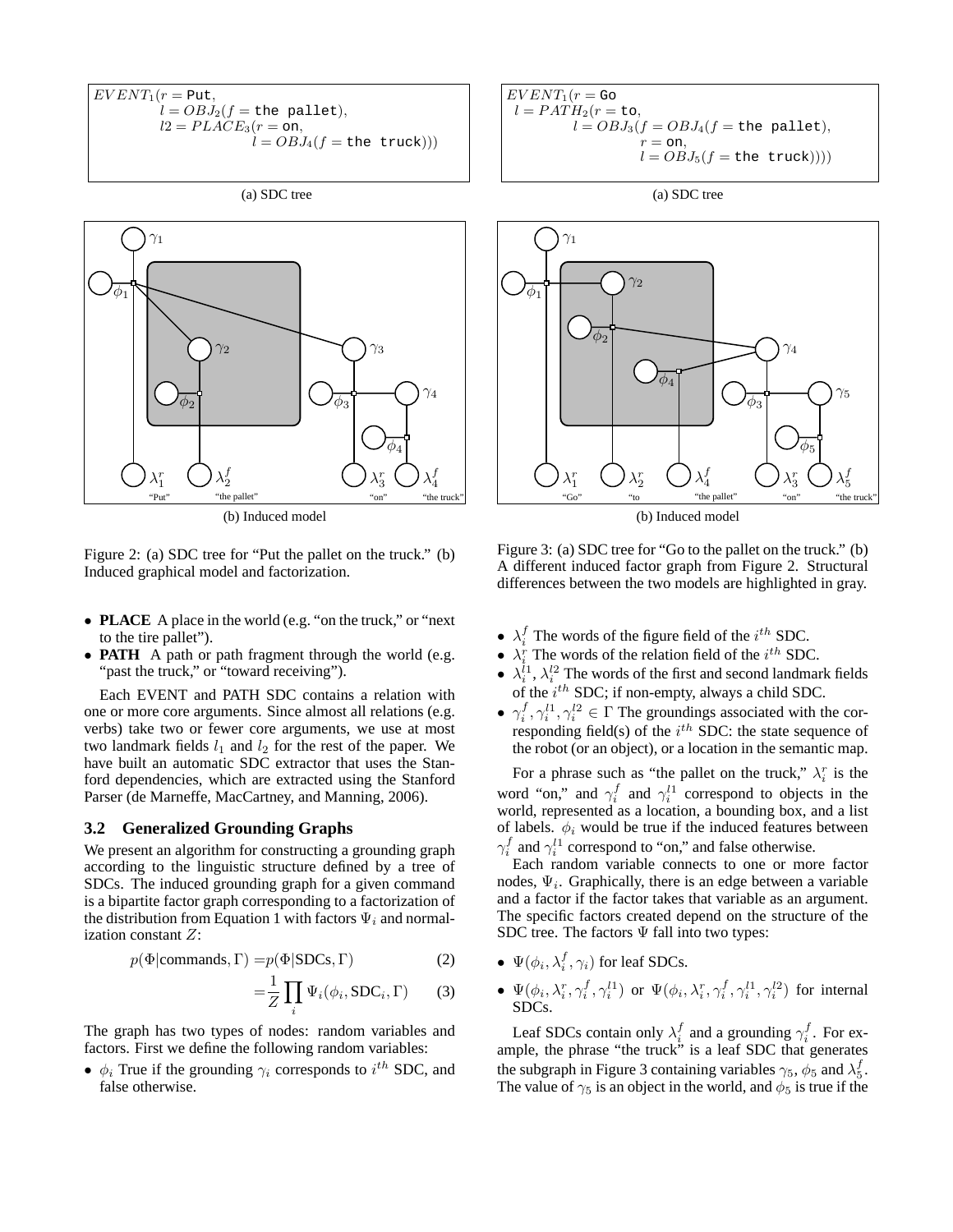$$
\begin{aligned}
&EVENT_1(r = \texttt{Put},\\
&\quad l = OBJ_2(f = \texttt{the pallet}),\\
&\quad l2 = PLACE_3(r = \texttt{on},\\
&\quad\quad l = OBJ_4(f = \texttt{the truck})))
\end{aligned}
$$

(a) SDC tree

(b) Induced model

Figure 2: (a) SDC tree for "Put the pallet on the truck." (b) Induced graphical model and factorization.

- **PLACE** A place in the world (e.g. "on the truck," or "next to the tire pallet").
- **PATH** A path or path fragment through the world (e.g. "past the truck," or "toward receiving").

Each EVENT and PATH SDC contains a relation with one or more core arguments. Since almost all relations (e.g. verbs) take two or fewer core arguments, we use at most two landmark fields $l_1$ and $l_2$ for the rest of the paper. We have built an automatic SDC extractor that uses the Stanford dependencies, which are extracted using the Stanford Parser (de Marneffe, MacCartney, and Manning, 2006).

### 3.2 Generalized Grounding Graphs

We present an algorithm for constructing a grounding graph according to the linguistic structure defined by a tree of SDCs. The induced grounding graph for a given command is a bipartite factor graph corresponding to a factorization of the distribution from Equation 1 with factors $\Psi_i$ and normalization constant $Z$:

$$p(\Phi|\text{commands}, \Gamma) = p(\Phi|\text{SDCs}, \Gamma) \tag{2}$$

$$= \frac{1}{Z} \prod_i \Psi_i(\phi_i, \text{SDC}_i, \Gamma) \tag{3}$$

The graph has two types of nodes: random variables and factors. First we define the following random variables:

- $\phi_i$ True if the grounding $\gamma_i$ corresponds to $i^{th}$ SDC, and false otherwise.

$$
\begin{aligned}
&EVENT_1(r = \texttt{Go}\\
&l = PATH_2(r = \texttt{to},\\
&\quad l = OBJ_3(f = OBJ_4(f = \texttt{the pallet}),\\
&\quad r = \texttt{on},\\
&\quad l = OBJ_5(f = \texttt{the truck}))))
\end{aligned}
$$

(a) SDC tree

(b) Induced model

Figure 3: (a) SDC tree for "Go to the pallet on the truck." (b) A different induced factor graph from Figure 2. Structural differences between the two models are highlighted in gray.

- $\lambda_i^f$ The words of the figure field of the $i^{th}$ SDC.
- $\lambda_i^r$ The words of the relation field of the $i^{th}$ SDC.
- $\lambda_i^{l1}, \lambda_i^{l2}$ The words of the first and second landmark fields of the $i^{th}$ SDC; if non-empty, always a child SDC.
- $\gamma_i^f, \gamma_i^{l1}, \gamma_i^{l2} \in \Gamma$ The groundings associated with the corresponding field(s) of the $i^{th}$ SDC: the state sequence of the robot (or an object), or a location in the semantic map.

For a phrase such as "the pallet on the truck," $\lambda_i^r$ is the word "on," and $\gamma_i^f$ and $\gamma_i^{l1}$ correspond to objects in the world, represented as a location, a bounding box, and a list of labels. $\phi_i$ would be true if the induced features between $\gamma_i^f$ and $\gamma_i^{l1}$ correspond to "on," and false otherwise.

Each random variable connects to one or more factor nodes, $\Psi_i$. Graphically, there is an edge between a variable and a factor if the factor takes that variable as an argument. The specific factors created depend on the structure of the SDC tree. The factors $\Psi$ fall into two types:

- $\Psi(\phi_i, \lambda_i^f, \gamma_i)$ for leaf SDCs.
- $\Psi(\phi_i, \lambda_i^r, \gamma_i^f, \gamma_i^{l1})$ or $\Psi(\phi_i, \lambda_i^r, \gamma_i^f, \gamma_i^{l1}, \gamma_i^{l2})$ for internal SDCs.

Leaf SDCs contain only $\lambda_i^f$ and a grounding $\gamma_i^f$. For example, the phrase "the truck" is a leaf SDC that generates the subgraph in Figure 3 containing variables $\gamma_5$, $\phi_5$ and $\lambda_5^f$. The value of $\gamma_5$ is an object in the world, and $\phi_5$ is true if the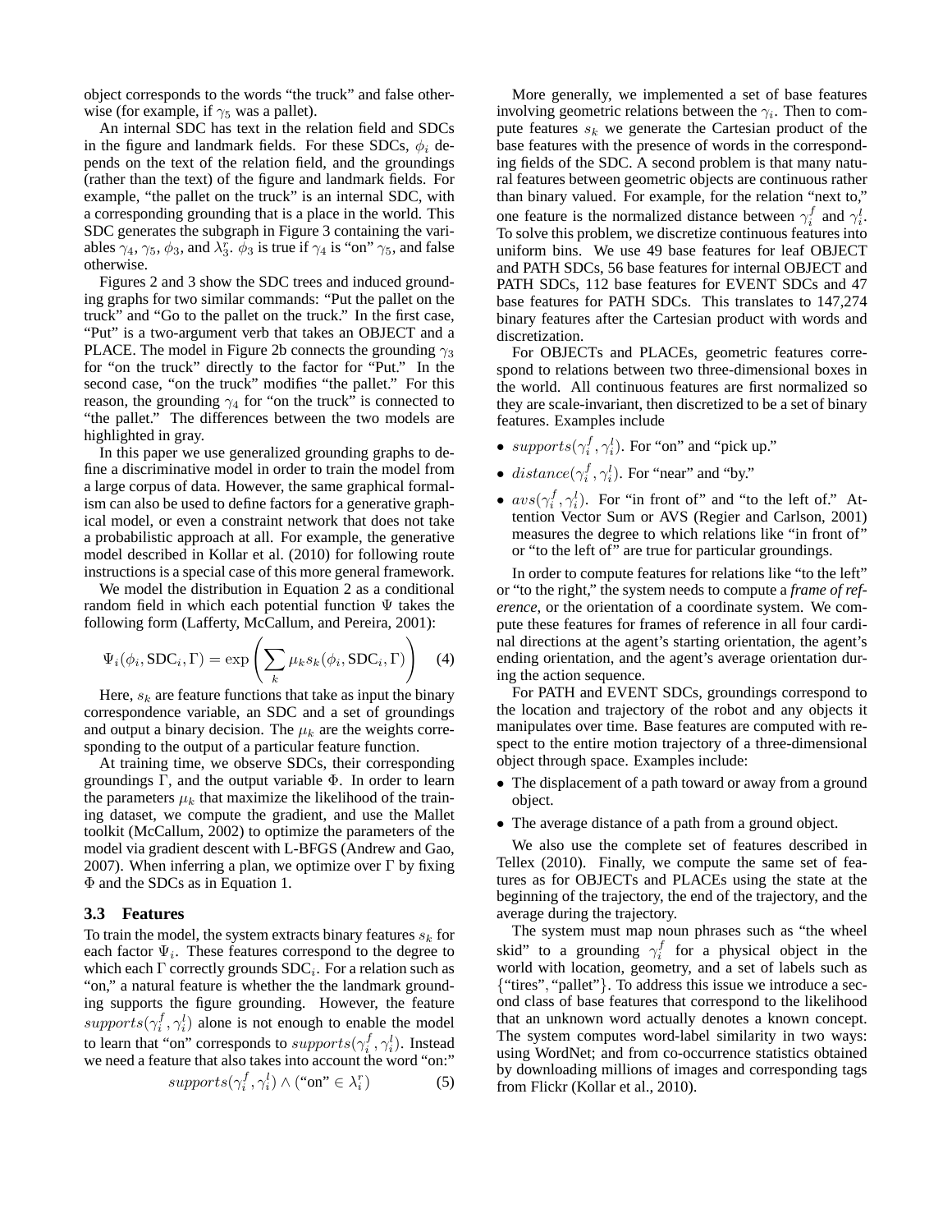object corresponds to the words “the truck” and false otherwise (for example, if $\gamma_5$ was a pallet).

An internal SDC has text in the relation field and SDCs in the figure and landmark fields. For these SDCs, $\phi_i$ depends on the text of the relation field, and the groundings (rather than the text) of the figure and landmark fields. For example, “the pallet on the truck” is an internal SDC, with a corresponding grounding that is a place in the world. This SDC generates the subgraph in Figure 3 containing the variables $\gamma_4$, $\gamma_5$, $\phi_3$, and $\lambda_3^r$. $\phi_3$ is true if $\gamma_4$ is “on” $\gamma_5$, and false otherwise.

Figures 2 and 3 show the SDC trees and induced grounding graphs for two similar commands: “Put the pallet on the truck” and “Go to the pallet on the truck.” In the first case, “Put” is a two-argument verb that takes an OBJECT and a PLACE. The model in Figure 2b connects the grounding $\gamma_3$ for “on the truck” directly to the factor for “Put.” In the second case, “on the truck” modifies “the pallet.” For this reason, the grounding $\gamma_4$ for “on the truck” is connected to “the pallet.” The differences between the two models are highlighted in gray.

In this paper we use generalized grounding graphs to define a discriminative model in order to train the model from a large corpus of data. However, the same graphical formalism can also be used to define factors for a generative graphical model, or even a constraint network that does not take a probabilistic approach at all. For example, the generative model described in Kollar et al. (2010) for following route instructions is a special case of this more general framework.

We model the distribution in Equation 2 as a conditional random field in which each potential function $\Psi$ takes the following form (Lafferty, McCallum, and Pereira, 2001):

$$\Psi_i(\phi_i, \mathrm{SDC}_i, \Gamma) = \exp\left(\sum_k \mu_k s_k(\phi_i, \mathrm{SDC}_i, \Gamma)\right) \quad (4)$$

Here, $s_k$ are feature functions that take as input the binary correspondence variable, an SDC and a set of groundings and output a binary decision. The $\mu_k$ are the weights corresponding to the output of a particular feature function.

At training time, we observe SDCs, their corresponding groundings $\Gamma$, and the output variable $\Phi$. In order to learn the parameters $\mu_k$ that maximize the likelihood of the training dataset, we compute the gradient, and use the Mallet toolkit (McCallum, 2002) to optimize the parameters of the model via gradient descent with L-BFGS (Andrew and Gao, 2007). When inferring a plan, we optimize over $\Gamma$ by fixing $\Phi$ and the SDCs as in Equation 1.

### 3.3 Features

To train the model, the system extracts binary features $s_k$ for each factor $\Psi_i$. These features correspond to the degree to which each $\Gamma$ correctly grounds $\mathrm{SDC}_i$. For a relation such as “on,” a natural feature is whether the the landmark grounding supports the figure grounding. However, the feature $supports(\gamma_i^f, \gamma_i^l)$ alone is not enough to enable the model to learn that “on” corresponds to $supports(\gamma_i^f, \gamma_i^l)$. Instead we need a feature that also takes into account the word “on:”

$$supports(\gamma_i^f, \gamma_i^l) \wedge (\text{“on”} \in \lambda_i^r) \quad (5)$$

More generally, we implemented a set of base features involving geometric relations between the $\gamma_i$. Then to compute features $s_k$ we generate the Cartesian product of the base features with the presence of words in the corresponding fields of the SDC. A second problem is that many natural features between geometric objects are continuous rather than binary valued. For example, for the relation “next to,” one feature is the normalized distance between $\gamma_i^f$ and $\gamma_i^l$. To solve this problem, we discretize continuous features into uniform bins. We use 49 base features for leaf OBJECT and PATH SDCs, 56 base features for internal OBJECT and PATH SDCs, 112 base features for EVENT SDCs and 47 base features for PATH SDCs. This translates to 147,274 binary features after the Cartesian product with words and discretization.

For OBJECTs and PLACEs, geometric features correspond to relations between two three-dimensional boxes in the world. All continuous features are first normalized so they are scale-invariant, then discretized to be a set of binary features. Examples include

- $supports(\gamma_i^f, \gamma_i^l)$. For “on” and “pick up.”
- $distance(\gamma_i^f, \gamma_i^l)$. For “near” and “by.”
- $avs(\gamma_i^f, \gamma_i^l)$. For “in front of” and “to the left of.” Attention Vector Sum or AVS (Regier and Carlson, 2001) measures the degree to which relations like “in front of” or “to the left of” are true for particular groundings.

In order to compute features for relations like “to the left” or “to the right,” the system needs to compute a *frame of reference*, or the orientation of a coordinate system. We compute these features for frames of reference in all four cardinal directions at the agent’s starting orientation, the agent’s ending orientation, and the agent’s average orientation during the action sequence.

For PATH and EVENT SDCs, groundings correspond to the location and trajectory of the robot and any objects it manipulates over time. Base features are computed with respect to the entire motion trajectory of a three-dimensional object through space. Examples include:

- The displacement of a path toward or away from a ground object.
- The average distance of a path from a ground object.

We also use the complete set of features described in Tellex (2010). Finally, we compute the same set of features as for OBJECTs and PLACEs using the state at the beginning of the trajectory, the end of the trajectory, and the average during the trajectory.

The system must map noun phrases such as “the wheel skid” to a grounding $\gamma_i^f$ for a physical object in the world with location, geometry, and a set of labels such as $\{\text{“tires”}, \text{“pallet”}\}$. To address this issue we introduce a second class of base features that correspond to the likelihood that an unknown word actually denotes a known concept. The system computes word-label similarity in two ways: using WordNet; and from co-occurrence statistics obtained by downloading millions of images and corresponding tags from Flickr (Kollar et al., 2010).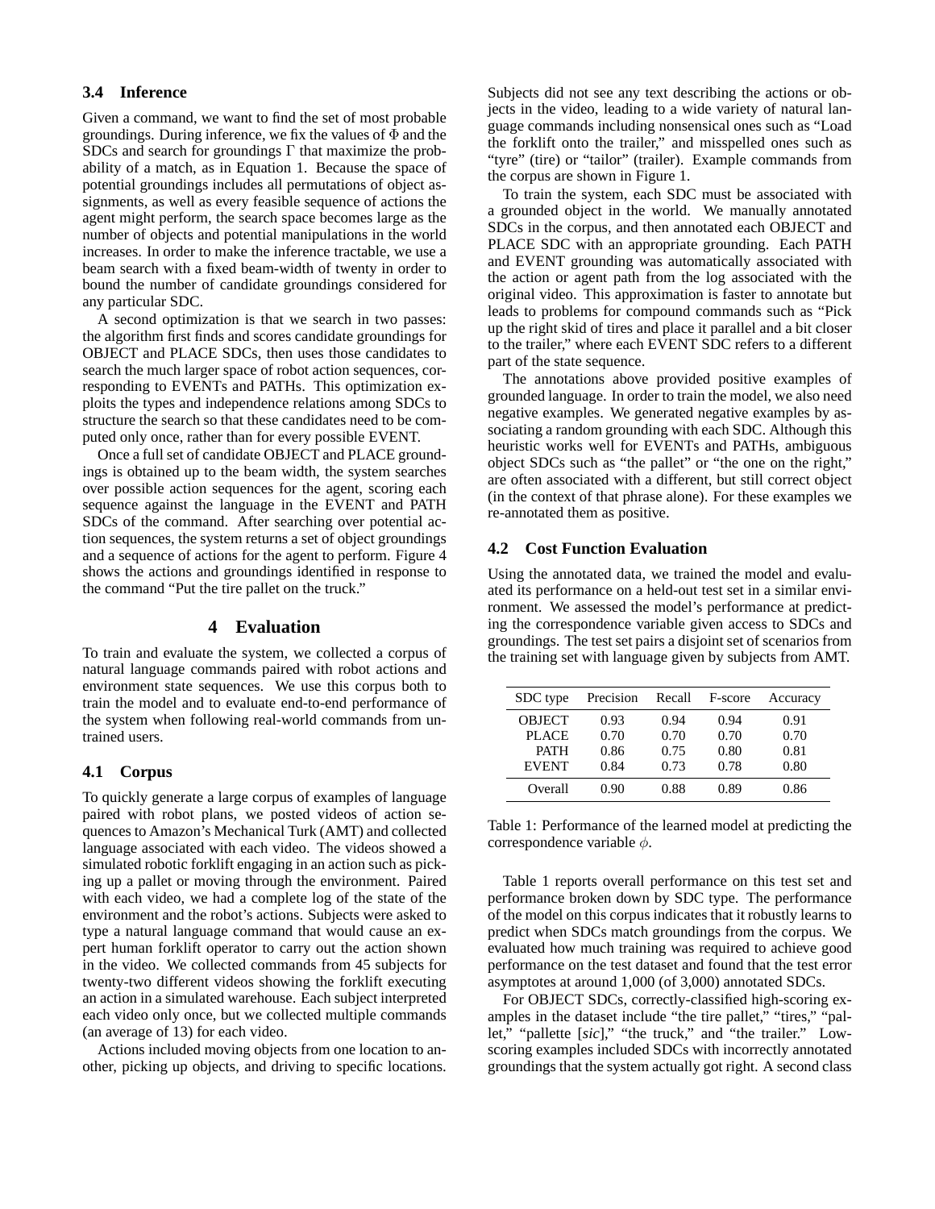### 3.4 Inference

Given a command, we want to find the set of most probable groundings. During inference, we fix the values of $\Phi$ and the SDCs and search for groundings $\Gamma$ that maximize the probability of a match, as in Equation 1. Because the space of potential groundings includes all permutations of object assignments, as well as every feasible sequence of actions the agent might perform, the search space becomes large as the number of objects and potential manipulations in the world increases. In order to make the inference tractable, we use a beam search with a fixed beam-width of twenty in order to bound the number of candidate groundings considered for any particular SDC.

A second optimization is that we search in two passes: the algorithm first finds and scores candidate groundings for OBJECT and PLACE SDCs, then uses those candidates to search the much larger space of robot action sequences, corresponding to EVENTs and PATHs. This optimization exploits the types and independence relations among SDCs to structure the search so that these candidates need to be computed only once, rather than for every possible EVENT.

Once a full set of candidate OBJECT and PLACE groundings is obtained up to the beam width, the system searches over possible action sequences for the agent, scoring each sequence against the language in the EVENT and PATH SDCs of the command. After searching over potential action sequences, the system returns a set of object groundings and a sequence of actions for the agent to perform. Figure 4 shows the actions and groundings identified in response to the command "Put the tire pallet on the truck."

## 4 Evaluation

To train and evaluate the system, we collected a corpus of natural language commands paired with robot actions and environment state sequences. We use this corpus both to train the model and to evaluate end-to-end performance of the system when following real-world commands from untrained users.

### 4.1 Corpus

To quickly generate a large corpus of examples of language paired with robot plans, we posted videos of action sequences to Amazon's Mechanical Turk (AMT) and collected language associated with each video. The videos showed a simulated robotic forklift engaging in an action such as picking up a pallet or moving through the environment. Paired with each video, we had a complete log of the state of the environment and the robot's actions. Subjects were asked to type a natural language command that would cause an expert human forklift operator to carry out the action shown in the video. We collected commands from 45 subjects for twenty-two different videos showing the forklift executing an action in a simulated warehouse. Each subject interpreted each video only once, but we collected multiple commands (an average of 13) for each video.

Actions included moving objects from one location to another, picking up objects, and driving to specific locations. Subjects did not see any text describing the actions or objects in the video, leading to a wide variety of natural language commands including nonsensical ones such as "Load the forklift onto the trailer," and misspelled ones such as "tyre" (tire) or "tailor" (trailer). Example commands from the corpus are shown in Figure 1.

To train the system, each SDC must be associated with a grounded object in the world. We manually annotated SDCs in the corpus, and then annotated each OBJECT and PLACE SDC with an appropriate grounding. Each PATH and EVENT grounding was automatically associated with the action or agent path from the log associated with the original video. This approximation is faster to annotate but leads to problems for compound commands such as "Pick up the right skid of tires and place it parallel and a bit closer to the trailer," where each EVENT SDC refers to a different part of the state sequence.

The annotations above provided positive examples of grounded language. In order to train the model, we also need negative examples. We generated negative examples by associating a random grounding with each SDC. Although this heuristic works well for EVENTs and PATHs, ambiguous object SDCs such as "the pallet" or "the one on the right," are often associated with a different, but still correct object (in the context of that phrase alone). For these examples we re-annotated them as positive.

### 4.2 Cost Function Evaluation

Using the annotated data, we trained the model and evaluated its performance on a held-out test set in a similar environment. We assessed the model's performance at predicting the correspondence variable given access to SDCs and groundings. The test set pairs a disjoint set of scenarios from the training set with language given by subjects from AMT.

| SDC type | Precision | Recall | F-score | Accuracy |
|---|---|---|---|---|
| OBJECT | 0.93 | 0.94 | 0.94 | 0.91 |
| PLACE | 0.70 | 0.70 | 0.70 | 0.70 |
| PATH | 0.86 | 0.75 | 0.80 | 0.81 |
| EVENT | 0.84 | 0.73 | 0.78 | 0.80 |
| Overall | 0.90 | 0.88 | 0.89 | 0.86 |

Table 1: Performance of the learned model at predicting the correspondence variable $\phi$.

Table 1 reports overall performance on this test set and performance broken down by SDC type. The performance of the model on this corpus indicates that it robustly learns to predict when SDCs match groundings from the corpus. We evaluated how much training was required to achieve good performance on the test dataset and found that the test error asymptotes at around 1,000 (of 3,000) annotated SDCs.

For OBJECT SDCs, correctly-classified high-scoring examples in the dataset include "the tire pallet," "tires," "pallet," "pallette [*sic*]," "the truck," and "the trailer." Low-scoring examples included SDCs with incorrectly annotated groundings that the system actually got right. A second class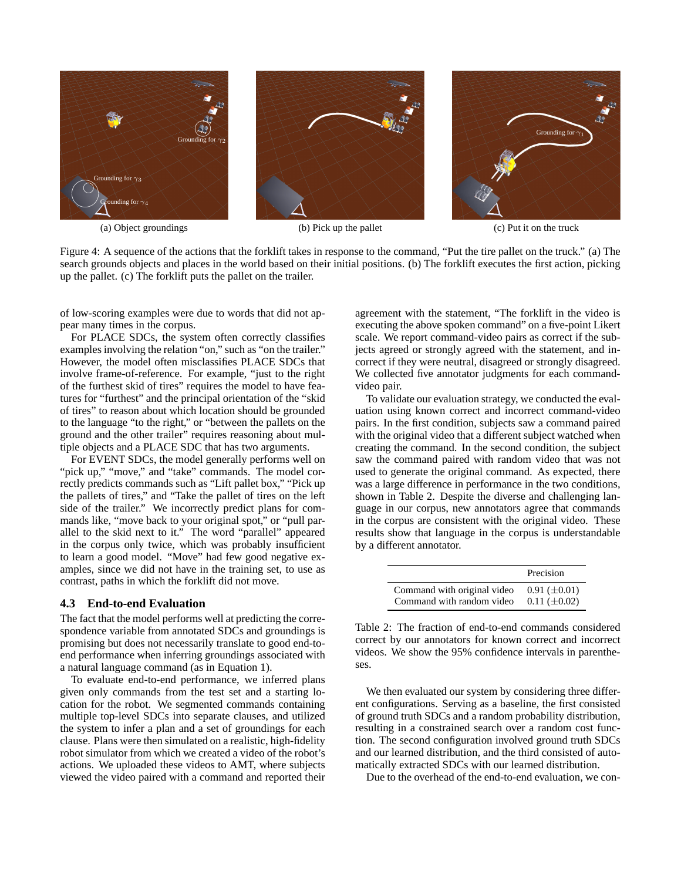(a) Object groundings

(b) Pick up the pallet

(c) Put it on the truck

Figure 4: A sequence of the actions that the forklift takes in response to the command, "Put the tire pallet on the truck." (a) The search grounds objects and places in the world based on their initial positions. (b) The forklift executes the first action, picking up the pallet. (c) The forklift puts the pallet on the trailer.

of low-scoring examples were due to words that did not appear many times in the corpus.

For PLACE SDCs, the system often correctly classifies examples involving the relation "on," such as "on the trailer." However, the model often misclassifies PLACE SDCs that involve frame-of-reference. For example, "just to the right of the furthest skid of tires" requires the model to have features for "furthest" and the principal orientation of the "skid of tires" to reason about which location should be grounded to the language "to the right," or "between the pallets on the ground and the other trailer" requires reasoning about multiple objects and a PLACE SDC that has two arguments.

For EVENT SDCs, the model generally performs well on "pick up," "move," and "take" commands. The model correctly predicts commands such as "Lift pallet box," "Pick up the pallets of tires," and "Take the pallet of tires on the left side of the trailer." We incorrectly predict plans for commands like, "move back to your original spot," or "pull parallel to the skid next to it." The word "parallel" appeared in the corpus only twice, which was probably insufficient to learn a good model. "Move" had few good negative examples, since we did not have in the training set, to use as contrast, paths in which the forklift did not move.

### 4.3 End-to-end Evaluation

The fact that the model performs well at predicting the correspondence variable from annotated SDCs and groundings is promising but does not necessarily translate to good end-to-end performance when inferring groundings associated with a natural language command (as in Equation 1).

To evaluate end-to-end performance, we inferred plans given only commands from the test set and a starting location for the robot. We segmented commands containing multiple top-level SDCs into separate clauses, and utilized the system to infer a plan and a set of groundings for each clause. Plans were then simulated on a realistic, high-fidelity robot simulator from which we created a video of the robot's actions. We uploaded these videos to AMT, where subjects viewed the video paired with a command and reported their agreement with the statement, "The forklift in the video is executing the above spoken command" on a five-point Likert scale. We report command-video pairs as correct if the subjects agreed or strongly agreed with the statement, and incorrect if they were neutral, disagreed or strongly disagreed. We collected five annotator judgments for each command-video pair.

To validate our evaluation strategy, we conducted the evaluation using known correct and incorrect command-video pairs. In the first condition, subjects saw a command paired with the original video that a different subject watched when creating the command. In the second condition, the subject saw the command paired with random video that was not used to generate the original command. As expected, there was a large difference in performance in the two conditions, shown in Table 2. Despite the diverse and challenging language in our corpus, new annotators agree that commands in the corpus are consistent with the original video. These results show that language in the corpus is understandable by a different annotator.

| | Precision |
|---|---|
| Command with original video | 0.91 ($\pm$0.01) |
| Command with random video | 0.11 ($\pm$0.02) |

Table 2: The fraction of end-to-end commands considered correct by our annotators for known correct and incorrect videos. We show the 95% confidence intervals in parentheses.

We then evaluated our system by considering three different configurations. Serving as a baseline, the first consisted of ground truth SDCs and a random probability distribution, resulting in a constrained search over a random cost function. The second configuration involved ground truth SDCs and our learned distribution, and the third consisted of automatically extracted SDCs with our learned distribution.

Due to the overhead of the end-to-end evaluation, we con-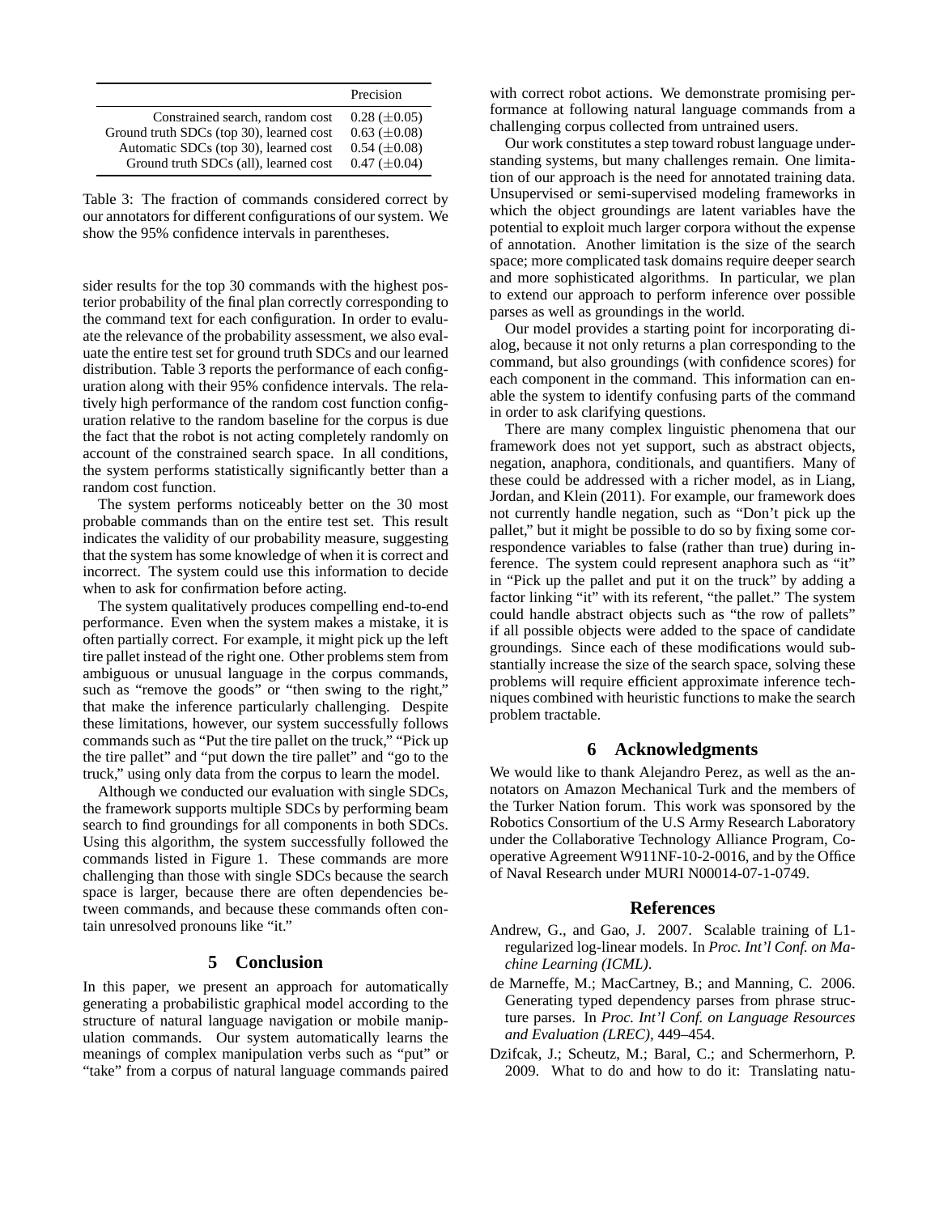|  | Precision |
|---|---|
| Constrained search, random cost | 0.28 ($\pm$0.05) |
| Ground truth SDCs (top 30), learned cost | 0.63 ($\pm$0.08) |
| Automatic SDCs (top 30), learned cost | 0.54 ($\pm$0.08) |
| Ground truth SDCs (all), learned cost | 0.47 ($\pm$0.04) |

Table 3: The fraction of commands considered correct by our annotators for different configurations of our system. We show the 95% confidence intervals in parentheses.

sider results for the top 30 commands with the highest posterior probability of the final plan correctly corresponding to the command text for each configuration. In order to evaluate the relevance of the probability assessment, we also evaluate the entire test set for ground truth SDCs and our learned distribution. Table 3 reports the performance of each configuration along with their 95% confidence intervals. The relatively high performance of the random cost function configuration relative to the random baseline for the corpus is due the fact that the robot is not acting completely randomly on account of the constrained search space. In all conditions, the system performs statistically significantly better than a random cost function.

The system performs noticeably better on the 30 most probable commands than on the entire test set. This result indicates the validity of our probability measure, suggesting that the system has some knowledge of when it is correct and incorrect. The system could use this information to decide when to ask for confirmation before acting.

The system qualitatively produces compelling end-to-end performance. Even when the system makes a mistake, it is often partially correct. For example, it might pick up the left tire pallet instead of the right one. Other problems stem from ambiguous or unusual language in the corpus commands, such as "remove the goods" or "then swing to the right," that make the inference particularly challenging. Despite these limitations, however, our system successfully follows commands such as "Put the tire pallet on the truck," "Pick up the tire pallet" and "put down the tire pallet" and "go to the truck," using only data from the corpus to learn the model.

Although we conducted our evaluation with single SDCs, the framework supports multiple SDCs by performing beam search to find groundings for all components in both SDCs. Using this algorithm, the system successfully followed the commands listed in Figure 1. These commands are more challenging than those with single SDCs because the search space is larger, because there are often dependencies between commands, and because these commands often contain unresolved pronouns like "it."

## 5 Conclusion

In this paper, we present an approach for automatically generating a probabilistic graphical model according to the structure of natural language navigation or mobile manipulation commands. Our system automatically learns the meanings of complex manipulation verbs such as "put" or "take" from a corpus of natural language commands paired with correct robot actions. We demonstrate promising performance at following natural language commands from a challenging corpus collected from untrained users.

Our work constitutes a step toward robust language understanding systems, but many challenges remain. One limitation of our approach is the need for annotated training data. Unsupervised or semi-supervised modeling frameworks in which the object groundings are latent variables have the potential to exploit much larger corpora without the expense of annotation. Another limitation is the size of the search space; more complicated task domains require deeper search and more sophisticated algorithms. In particular, we plan to extend our approach to perform inference over possible parses as well as groundings in the world.

Our model provides a starting point for incorporating dialog, because it not only returns a plan corresponding to the command, but also groundings (with confidence scores) for each component in the command. This information can enable the system to identify confusing parts of the command in order to ask clarifying questions.

There are many complex linguistic phenomena that our framework does not yet support, such as abstract objects, negation, anaphora, conditionals, and quantifiers. Many of these could be addressed with a richer model, as in Liang, Jordan, and Klein (2011). For example, our framework does not currently handle negation, such as "Don't pick up the pallet," but it might be possible to do so by fixing some correspondence variables to false (rather than true) during inference. The system could represent anaphora such as "it" in "Pick up the pallet and put it on the truck" by adding a factor linking "it" with its referent, "the pallet." The system could handle abstract objects such as "the row of pallets" if all possible objects were added to the space of candidate groundings. Since each of these modifications would substantially increase the size of the search space, solving these problems will require efficient approximate inference techniques combined with heuristic functions to make the search problem tractable.

## 6 Acknowledgments

We would like to thank Alejandro Perez, as well as the annotators on Amazon Mechanical Turk and the members of the Turker Nation forum. This work was sponsored by the Robotics Consortium of the U.S Army Research Laboratory under the Collaborative Technology Alliance Program, Cooperative Agreement W911NF-10-2-0016, and by the Office of Naval Research under MURI N00014-07-1-0749.

## References

Andrew, G., and Gao, J. 2007. Scalable training of L1-regularized log-linear models. In *Proc. Int'l Conf. on Machine Learning (ICML)*.

de Marneffe, M.; MacCartney, B.; and Manning, C. 2006. Generating typed dependency parses from phrase structure parses. In *Proc. Int'l Conf. on Language Resources and Evaluation (LREC)*, 449–454.

Dzifcak, J.; Scheutz, M.; Baral, C.; and Schermerhorn, P. 2009. What to do and how to do it: Translating natu-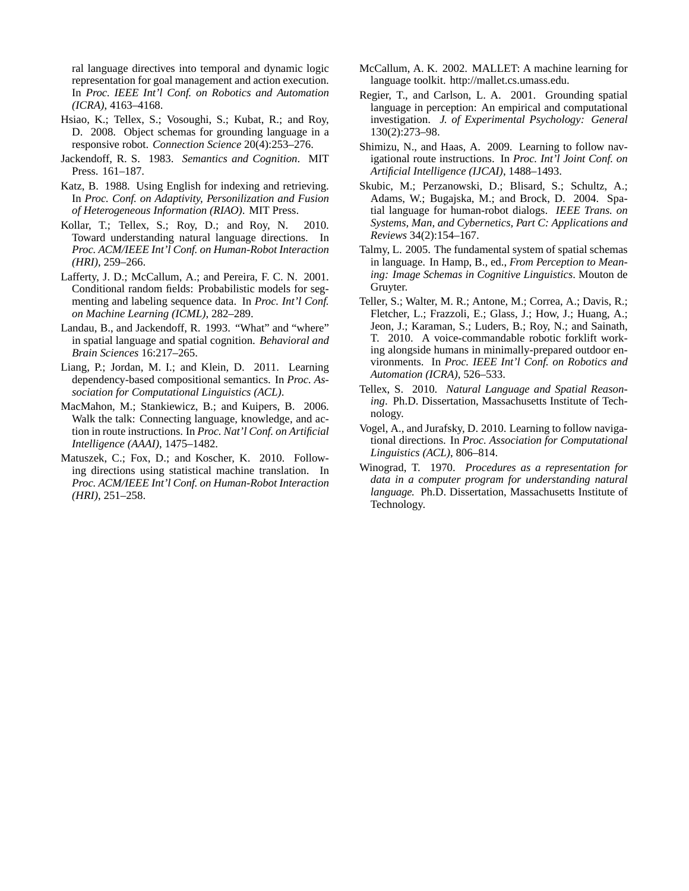ral language directives into temporal and dynamic logic representation for goal management and action execution. In *Proc. IEEE Int'l Conf. on Robotics and Automation (ICRA)*, 4163–4168.

Hsiao, K.; Tellex, S.; Vosoughi, S.; Kubat, R.; and Roy, D. 2008. Object schemas for grounding language in a responsive robot. *Connection Science* 20(4):253–276.

Jackendoff, R. S. 1983. *Semantics and Cognition*. MIT Press. 161–187.

Katz, B. 1988. Using English for indexing and retrieving. In *Proc. Conf. on Adaptivity, Personilization and Fusion of Heterogeneous Information (RIAO)*. MIT Press.

Kollar, T.; Tellex, S.; Roy, D.; and Roy, N. 2010. Toward understanding natural language directions. In *Proc. ACM/IEEE Int'l Conf. on Human-Robot Interaction (HRI)*, 259–266.

Lafferty, J. D.; McCallum, A.; and Pereira, F. C. N. 2001. Conditional random fields: Probabilistic models for segmenting and labeling sequence data. In *Proc. Int'l Conf. on Machine Learning (ICML)*, 282–289.

Landau, B., and Jackendoff, R. 1993. "What" and "where" in spatial language and spatial cognition. *Behavioral and Brain Sciences* 16:217–265.

Liang, P.; Jordan, M. I.; and Klein, D. 2011. Learning dependency-based compositional semantics. In *Proc. Association for Computational Linguistics (ACL)*.

MacMahon, M.; Stankiewicz, B.; and Kuipers, B. 2006. Walk the talk: Connecting language, knowledge, and action in route instructions. In *Proc. Nat'l Conf. on Artificial Intelligence (AAAI)*, 1475–1482.

Matuszek, C.; Fox, D.; and Koscher, K. 2010. Following directions using statistical machine translation. In *Proc. ACM/IEEE Int'l Conf. on Human-Robot Interaction (HRI)*, 251–258.

McCallum, A. K. 2002. MALLET: A machine learning for language toolkit. http://mallet.cs.umass.edu.

Regier, T., and Carlson, L. A. 2001. Grounding spatial language in perception: An empirical and computational investigation. *J. of Experimental Psychology: General* 130(2):273–98.

Shimizu, N., and Haas, A. 2009. Learning to follow navigational route instructions. In *Proc. Int'l Joint Conf. on Artificial Intelligence (IJCAI)*, 1488–1493.

Skubic, M.; Perzanowski, D.; Blisard, S.; Schultz, A.; Adams, W.; Bugajska, M.; and Brock, D. 2004. Spatial language for human-robot dialogs. *IEEE Trans. on Systems, Man, and Cybernetics, Part C: Applications and Reviews* 34(2):154–167.

Talmy, L. 2005. The fundamental system of spatial schemas in language. In Hamp, B., ed., *From Perception to Meaning: Image Schemas in Cognitive Linguistics*. Mouton de Gruyter.

Teller, S.; Walter, M. R.; Antone, M.; Correa, A.; Davis, R.; Fletcher, L.; Frazzoli, E.; Glass, J.; How, J.; Huang, A.; Jeon, J.; Karaman, S.; Luders, B.; Roy, N.; and Sainath, T. 2010. A voice-commandable robotic forklift working alongside humans in minimally-prepared outdoor environments. In *Proc. IEEE Int'l Conf. on Robotics and Automation (ICRA)*, 526–533.

Tellex, S. 2010. *Natural Language and Spatial Reasoning*. Ph.D. Dissertation, Massachusetts Institute of Technology.

Vogel, A., and Jurafsky, D. 2010. Learning to follow navigational directions. In *Proc. Association for Computational Linguistics (ACL)*, 806–814.

Winograd, T. 1970. *Procedures as a representation for data in a computer program for understanding natural language.* Ph.D. Dissertation, Massachusetts Institute of Technology.